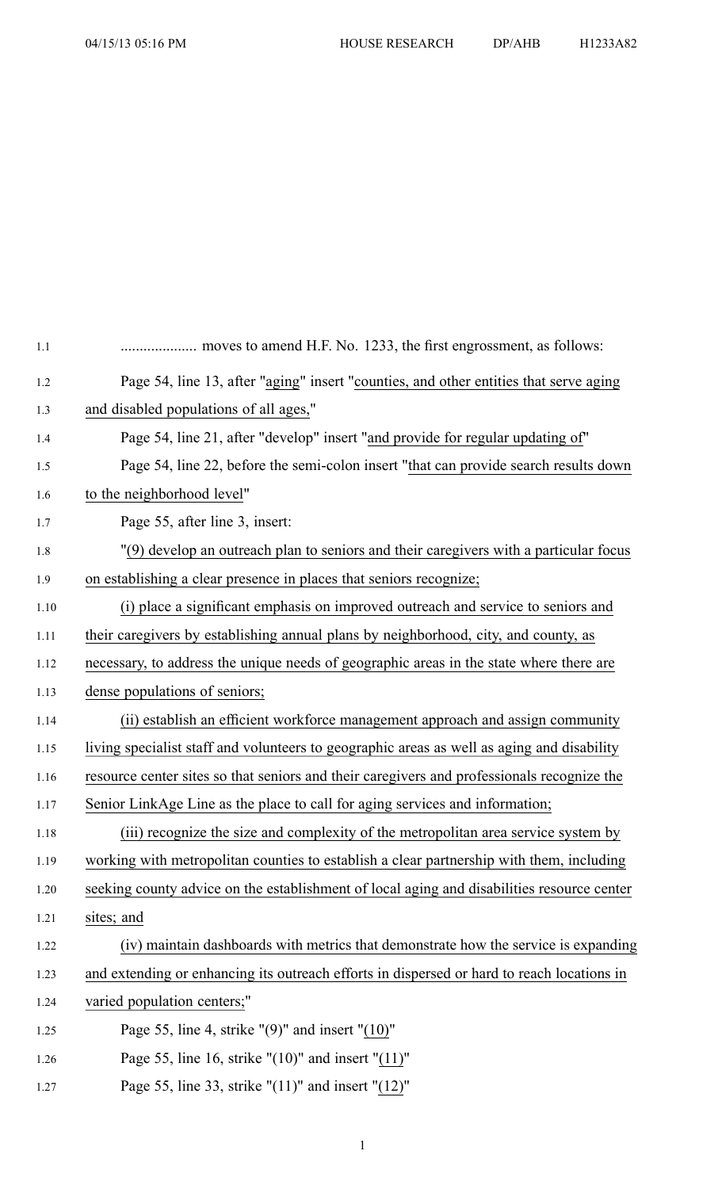.................... moves to amend H.F. No. 1233, the first engrossment, as follows:

Page 54, line 13, after "aging" insert "counties, and other entities that serve aging and disabled populations of all ages,"

Page 54, line 21, after "develop" insert "and provide for regular updating of"

Page 54, line 22, before the semi-colon insert "that can provide search results down to the neighborhood level"

Page 55, after line 3, insert:

"(9) develop an outreach plan to seniors and their caregivers with a particular focus on establishing a clear presence in places that seniors recognize;

(i) place a significant emphasis on improved outreach and service to seniors and their caregivers by establishing annual plans by neighborhood, city, and county, as necessary, to address the unique needs of geographic areas in the state where there are dense populations of seniors;

(ii) establish an efficient workforce management approach and assign community living specialist staff and volunteers to geographic areas as well as aging and disability resource center sites so that seniors and their caregivers and professionals recognize the Senior LinkAge Line as the place to call for aging services and information;

(iii) recognize the size and complexity of the metropolitan area service system by working with metropolitan counties to establish a clear partnership with them, including seeking county advice on the establishment of local aging and disabilities resource center sites; and

(iv) maintain dashboards with metrics that demonstrate how the service is expanding and extending or enhancing its outreach efforts in dispersed or hard to reach locations in varied population centers;"

Page 55, line 4, strike "(9)" and insert "(10)"

Page 55, line 16, strike "(10)" and insert "(11)"

Page 55, line 33, strike "(11)" and insert "(12)"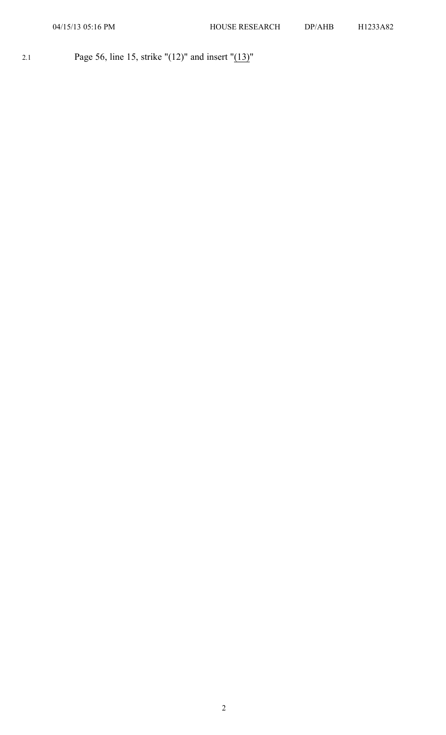Page 56, line 15, strike "(12)" and insert "<u>(13)</u>"